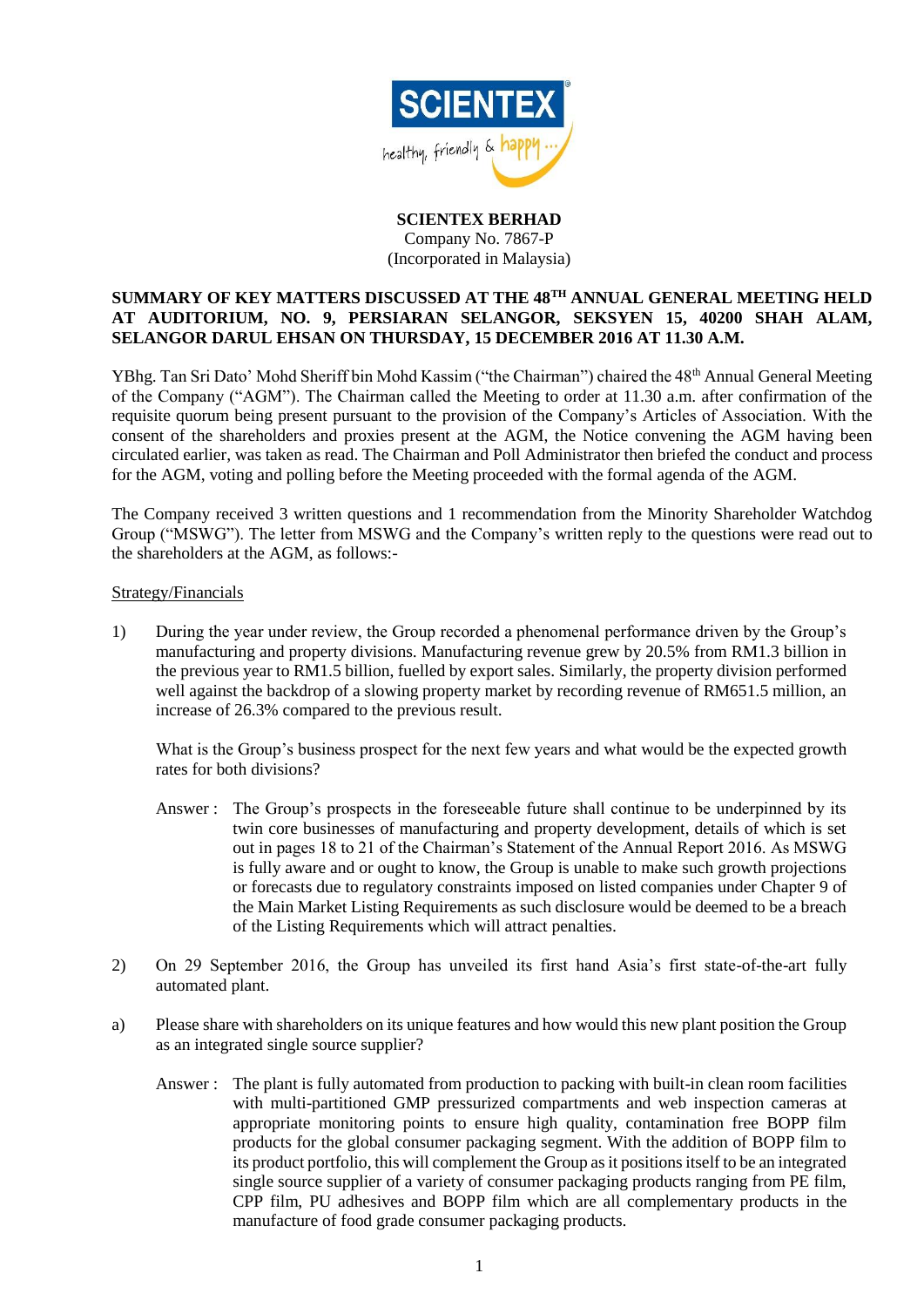**SCIENTEX BERHAD**
Company No. 7867-P
(Incorporated in Malaysia)

**SUMMARY OF KEY MATTERS DISCUSSED AT THE 48TH ANNUAL GENERAL MEETING HELD AT AUDITORIUM, NO. 9, PERSIARAN SELANGOR, SEKSYEN 15, 40200 SHAH ALAM, SELANGOR DARUL EHSAN ON THURSDAY, 15 DECEMBER 2016 AT 11.30 A.M.**

YBhg. Tan Sri Dato' Mohd Sheriff bin Mohd Kassim ("the Chairman") chaired the 48th Annual General Meeting of the Company ("AGM"). The Chairman called the Meeting to order at 11.30 a.m. after confirmation of the requisite quorum being present pursuant to the provision of the Company's Articles of Association. With the consent of the shareholders and proxies present at the AGM, the Notice convening the AGM having been circulated earlier, was taken as read. The Chairman and Poll Administrator then briefed the conduct and process for the AGM, voting and polling before the Meeting proceeded with the formal agenda of the AGM.

The Company received 3 written questions and 1 recommendation from the Minority Shareholder Watchdog Group ("MSWG"). The letter from MSWG and the Company's written reply to the questions were read out to the shareholders at the AGM, as follows:-

<u>Strategy/Financials</u>

1) During the year under review, the Group recorded a phenomenal performance driven by the Group's manufacturing and property divisions. Manufacturing revenue grew by 20.5% from RM1.3 billion in the previous year to RM1.5 billion, fuelled by export sales. Similarly, the property division performed well against the backdrop of a slowing property market by recording revenue of RM651.5 million, an increase of 26.3% compared to the previous result.

   What is the Group's business prospect for the next few years and what would be the expected growth rates for both divisions?

   Answer : The Group's prospects in the foreseeable future shall continue to be underpinned by its twin core businesses of manufacturing and property development, details of which is set out in pages 18 to 21 of the Chairman's Statement of the Annual Report 2016. As MSWG is fully aware and or ought to know, the Group is unable to make such growth projections or forecasts due to regulatory constraints imposed on listed companies under Chapter 9 of the Main Market Listing Requirements as such disclosure would be deemed to be a breach of the Listing Requirements which will attract penalties.

2) On 29 September 2016, the Group has unveiled its first hand Asia's first state-of-the-art fully automated plant.

a) Please share with shareholders on its unique features and how would this new plant position the Group as an integrated single source supplier?

   Answer : The plant is fully automated from production to packing with built-in clean room facilities with multi-partitioned GMP pressurized compartments and web inspection cameras at appropriate monitoring points to ensure high quality, contamination free BOPP film products for the global consumer packaging segment. With the addition of BOPP film to its product portfolio, this will complement the Group as it positions itself to be an integrated single source supplier of a variety of consumer packaging products ranging from PE film, CPP film, PU adhesives and BOPP film which are all complementary products in the manufacture of food grade consumer packaging products.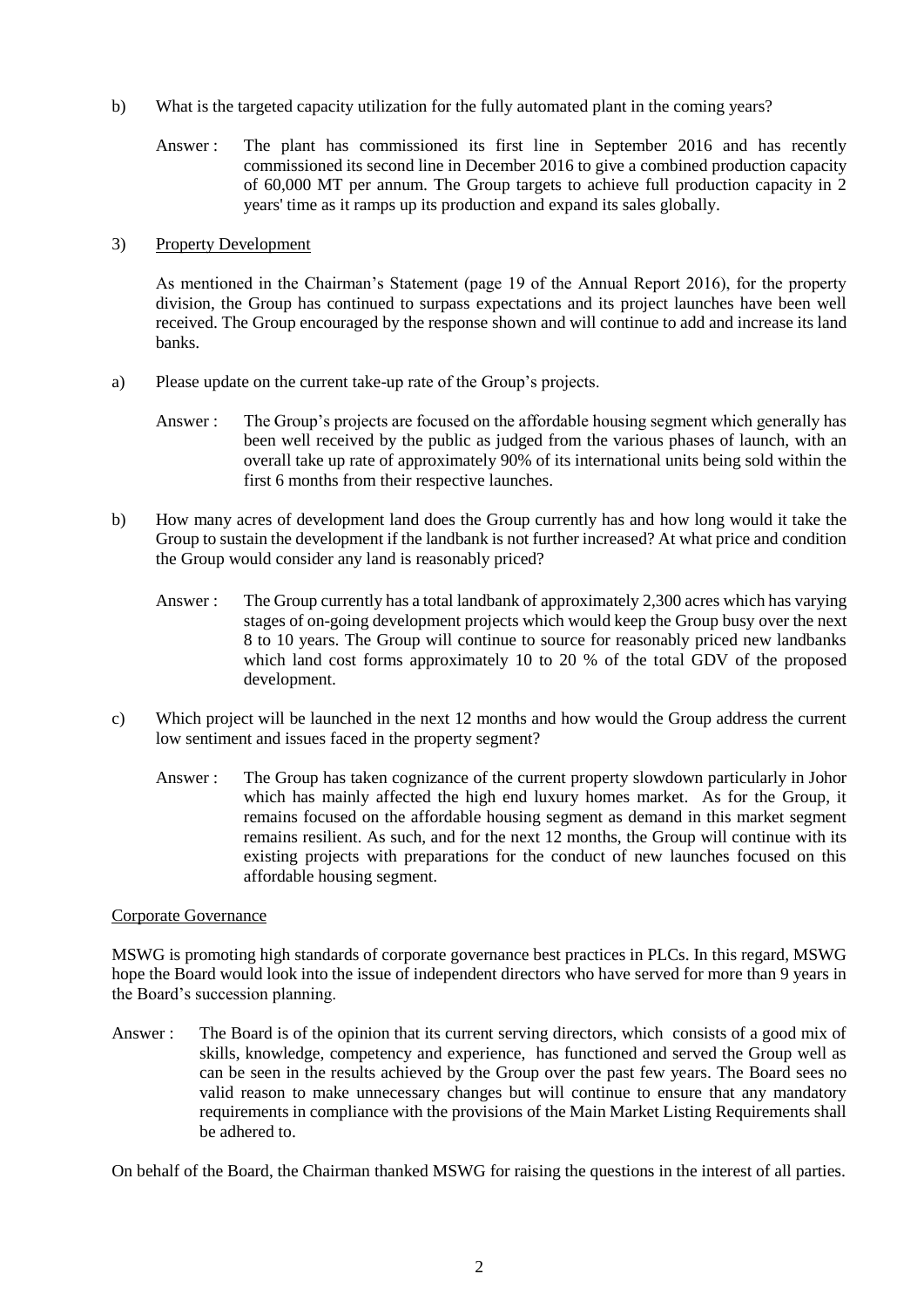b) What is the targeted capacity utilization for the fully automated plant in the coming years?

Answer : The plant has commissioned its first line in September 2016 and has recently commissioned its second line in December 2016 to give a combined production capacity of 60,000 MT per annum. The Group targets to achieve full production capacity in 2 years' time as it ramps up its production and expand its sales globally.

3) Property Development

As mentioned in the Chairman's Statement (page 19 of the Annual Report 2016), for the property division, the Group has continued to surpass expectations and its project launches have been well received. The Group encouraged by the response shown and will continue to add and increase its land banks.

a) Please update on the current take-up rate of the Group's projects.

Answer : The Group's projects are focused on the affordable housing segment which generally has been well received by the public as judged from the various phases of launch, with an overall take up rate of approximately 90% of its international units being sold within the first 6 months from their respective launches.

b) How many acres of development land does the Group currently has and how long would it take the Group to sustain the development if the landbank is not further increased? At what price and condition the Group would consider any land is reasonably priced?

Answer : The Group currently has a total landbank of approximately 2,300 acres which has varying stages of on-going development projects which would keep the Group busy over the next 8 to 10 years. The Group will continue to source for reasonably priced new landbanks which land cost forms approximately 10 to 20 % of the total GDV of the proposed development.

c) Which project will be launched in the next 12 months and how would the Group address the current low sentiment and issues faced in the property segment?

Answer : The Group has taken cognizance of the current property slowdown particularly in Johor which has mainly affected the high end luxury homes market. As for the Group, it remains focused on the affordable housing segment as demand in this market segment remains resilient. As such, and for the next 12 months, the Group will continue with its existing projects with preparations for the conduct of new launches focused on this affordable housing segment.

Corporate Governance

MSWG is promoting high standards of corporate governance best practices in PLCs. In this regard, MSWG hope the Board would look into the issue of independent directors who have served for more than 9 years in the Board's succession planning.

Answer : The Board is of the opinion that its current serving directors, which consists of a good mix of skills, knowledge, competency and experience, has functioned and served the Group well as can be seen in the results achieved by the Group over the past few years. The Board sees no valid reason to make unnecessary changes but will continue to ensure that any mandatory requirements in compliance with the provisions of the Main Market Listing Requirements shall be adhered to.

On behalf of the Board, the Chairman thanked MSWG for raising the questions in the interest of all parties.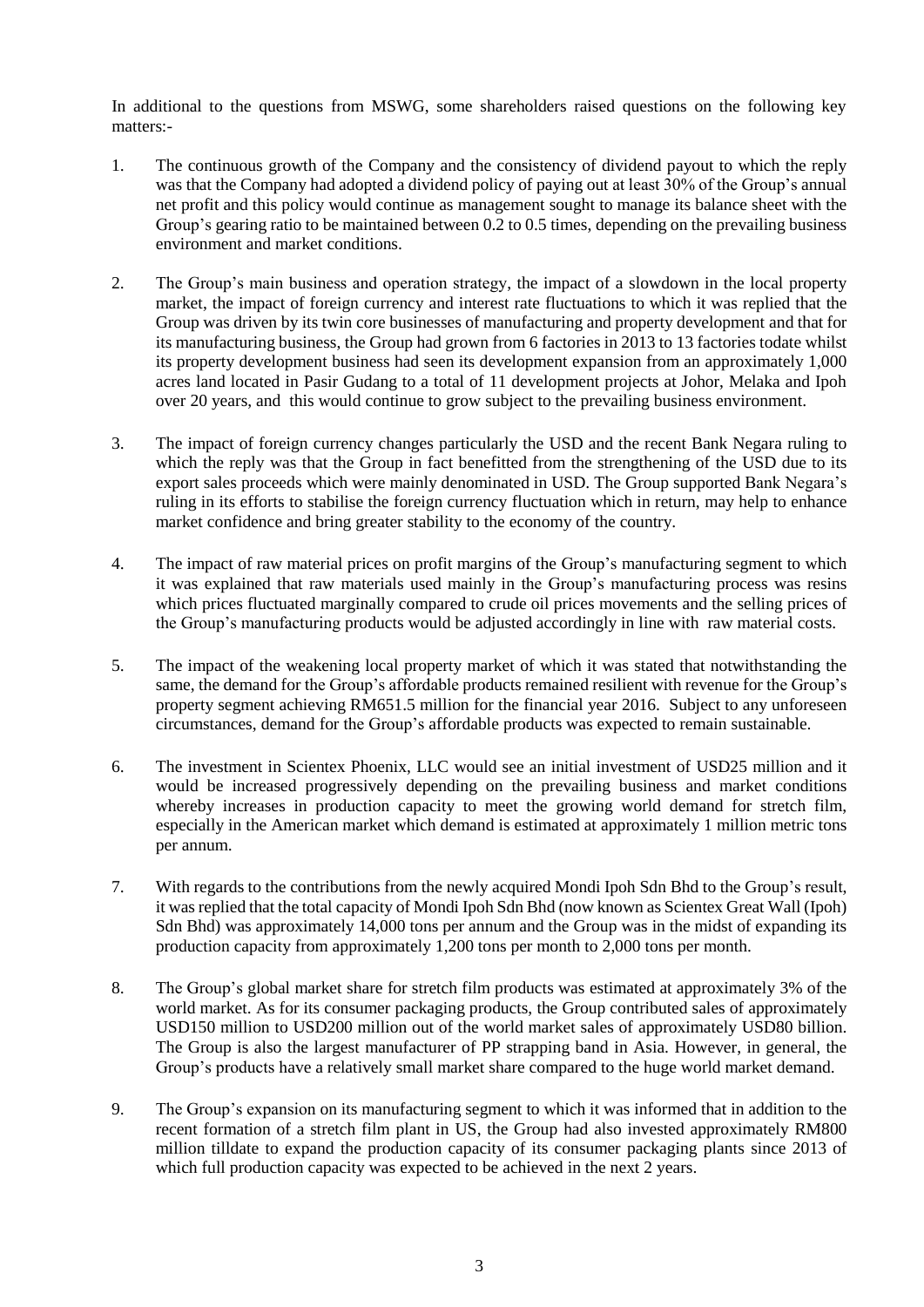In additional to the questions from MSWG, some shareholders raised questions on the following key matters:-

1. The continuous growth of the Company and the consistency of dividend payout to which the reply was that the Company had adopted a dividend policy of paying out at least 30% of the Group's annual net profit and this policy would continue as management sought to manage its balance sheet with the Group's gearing ratio to be maintained between 0.2 to 0.5 times, depending on the prevailing business environment and market conditions.

2. The Group's main business and operation strategy, the impact of a slowdown in the local property market, the impact of foreign currency and interest rate fluctuations to which it was replied that the Group was driven by its twin core businesses of manufacturing and property development and that for its manufacturing business, the Group had grown from 6 factories in 2013 to 13 factories todate whilst its property development business had seen its development expansion from an approximately 1,000 acres land located in Pasir Gudang to a total of 11 development projects at Johor, Melaka and Ipoh over 20 years, and this would continue to grow subject to the prevailing business environment.

3. The impact of foreign currency changes particularly the USD and the recent Bank Negara ruling to which the reply was that the Group in fact benefitted from the strengthening of the USD due to its export sales proceeds which were mainly denominated in USD. The Group supported Bank Negara's ruling in its efforts to stabilise the foreign currency fluctuation which in return, may help to enhance market confidence and bring greater stability to the economy of the country.

4. The impact of raw material prices on profit margins of the Group's manufacturing segment to which it was explained that raw materials used mainly in the Group's manufacturing process was resins which prices fluctuated marginally compared to crude oil prices movements and the selling prices of the Group's manufacturing products would be adjusted accordingly in line with raw material costs.

5. The impact of the weakening local property market of which it was stated that notwithstanding the same, the demand for the Group's affordable products remained resilient with revenue for the Group's property segment achieving RM651.5 million for the financial year 2016. Subject to any unforeseen circumstances, demand for the Group's affordable products was expected to remain sustainable.

6. The investment in Scientex Phoenix, LLC would see an initial investment of USD25 million and it would be increased progressively depending on the prevailing business and market conditions whereby increases in production capacity to meet the growing world demand for stretch film, especially in the American market which demand is estimated at approximately 1 million metric tons per annum.

7. With regards to the contributions from the newly acquired Mondi Ipoh Sdn Bhd to the Group's result, it was replied that the total capacity of Mondi Ipoh Sdn Bhd (now known as Scientex Great Wall (Ipoh) Sdn Bhd) was approximately 14,000 tons per annum and the Group was in the midst of expanding its production capacity from approximately 1,200 tons per month to 2,000 tons per month.

8. The Group's global market share for stretch film products was estimated at approximately 3% of the world market. As for its consumer packaging products, the Group contributed sales of approximately USD150 million to USD200 million out of the world market sales of approximately USD80 billion. The Group is also the largest manufacturer of PP strapping band in Asia. However, in general, the Group's products have a relatively small market share compared to the huge world market demand.

9. The Group's expansion on its manufacturing segment to which it was informed that in addition to the recent formation of a stretch film plant in US, the Group had also invested approximately RM800 million tilldate to expand the production capacity of its consumer packaging plants since 2013 of which full production capacity was expected to be achieved in the next 2 years.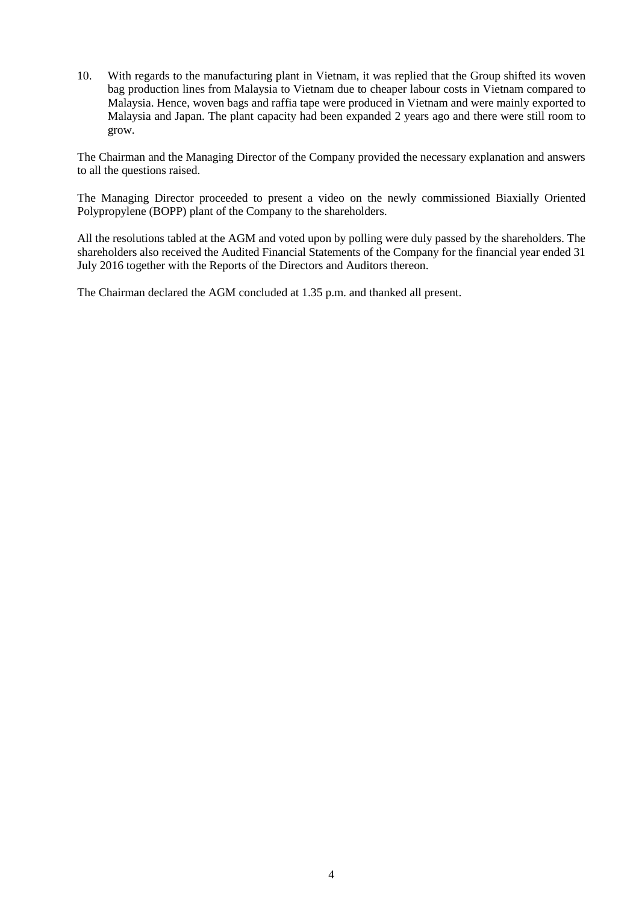10. With regards to the manufacturing plant in Vietnam, it was replied that the Group shifted its woven bag production lines from Malaysia to Vietnam due to cheaper labour costs in Vietnam compared to Malaysia. Hence, woven bags and raffia tape were produced in Vietnam and were mainly exported to Malaysia and Japan. The plant capacity had been expanded 2 years ago and there were still room to grow.

The Chairman and the Managing Director of the Company provided the necessary explanation and answers to all the questions raised.

The Managing Director proceeded to present a video on the newly commissioned Biaxially Oriented Polypropylene (BOPP) plant of the Company to the shareholders.

All the resolutions tabled at the AGM and voted upon by polling were duly passed by the shareholders. The shareholders also received the Audited Financial Statements of the Company for the financial year ended 31 July 2016 together with the Reports of the Directors and Auditors thereon.

The Chairman declared the AGM concluded at 1.35 p.m. and thanked all present.